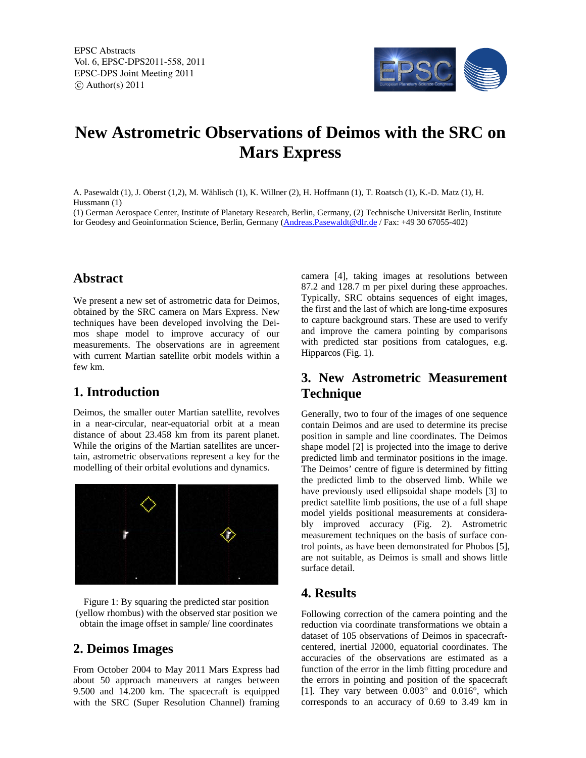EPSC Abstracts
Vol. 6, EPSC-DPS2011-558, 2011
EPSC-DPS Joint Meeting 2011
© Author(s) 2011

# New Astrometric Observations of Deimos with the SRC on Mars Express

A. Pasewaldt (1), J. Oberst (1,2), M. Wählisch (1), K. Willner (2), H. Hoffmann (1), T. Roatsch (1), K.-D. Matz (1), H. Hussmann (1)

(1) German Aerospace Center, Institute of Planetary Research, Berlin, Germany, (2) Technische Universität Berlin, Institute for Geodesy and Geoinformation Science, Berlin, Germany (Andreas.Pasewaldt@dlr.de / Fax: +49 30 67055-402)

## Abstract

We present a new set of astrometric data for Deimos, obtained by the SRC camera on Mars Express. New techniques have been developed involving the Deimos shape model to improve accuracy of our measurements. The observations are in agreement with current Martian satellite orbit models within a few km.

## 1. Introduction

Deimos, the smaller outer Martian satellite, revolves in a near-circular, near-equatorial orbit at a mean distance of about 23.458 km from its parent planet. While the origins of the Martian satellites are uncertain, astrometric observations represent a key for the modelling of their orbital evolutions and dynamics.

Figure 1: By squaring the predicted star position (yellow rhombus) with the observed star position we obtain the image offset in sample/ line coordinates

## 2. Deimos Images

From October 2004 to May 2011 Mars Express had about 50 approach maneuvers at ranges between 9.500 and 14.200 km. The spacecraft is equipped with the SRC (Super Resolution Channel) framing camera [4], taking images at resolutions between 87.2 and 128.7 m per pixel during these approaches. Typically, SRC obtains sequences of eight images, the first and the last of which are long-time exposures to capture background stars. These are used to verify and improve the camera pointing by comparisons with predicted star positions from catalogues, e.g. Hipparcos (Fig. 1).

## 3. New Astrometric Measurement Technique

Generally, two to four of the images of one sequence contain Deimos and are used to determine its precise position in sample and line coordinates. The Deimos shape model [2] is projected into the image to derive predicted limb and terminator positions in the image. The Deimos' centre of figure is determined by fitting the predicted limb to the observed limb. While we have previously used ellipsoidal shape models [3] to predict satellite limb positions, the use of a full shape model yields positional measurements at considerably improved accuracy (Fig. 2). Astrometric measurement techniques on the basis of surface control points, as have been demonstrated for Phobos [5], are not suitable, as Deimos is small and shows little surface detail.

## 4. Results

Following correction of the camera pointing and the reduction via coordinate transformations we obtain a dataset of 105 observations of Deimos in spacecraft-centered, inertial J2000, equatorial coordinates. The accuracies of the observations are estimated as a function of the error in the limb fitting procedure and the errors in pointing and position of the spacecraft [1]. They vary between 0.003° and 0.016°, which corresponds to an accuracy of 0.69 to 3.49 km in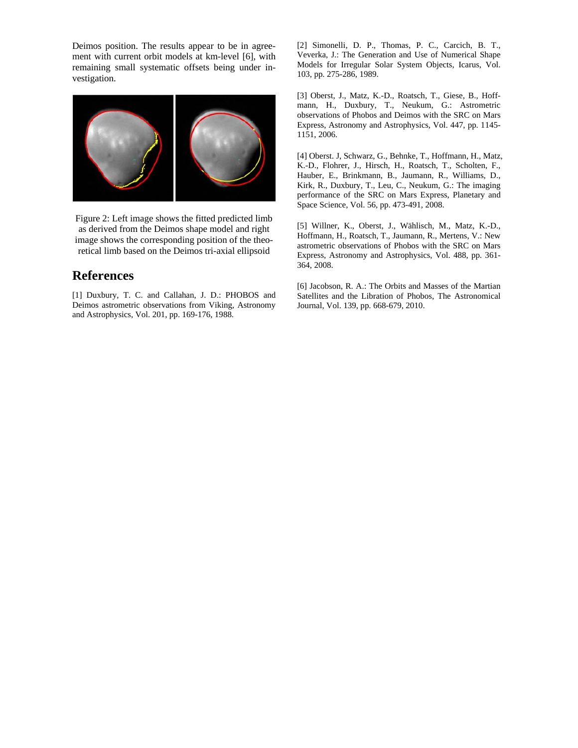Deimos position. The results appear to be in agreement with current orbit models at km-level [6], with remaining small systematic offsets being under investigation.

Figure 2: Left image shows the fitted predicted limb as derived from the Deimos shape model and right image shows the corresponding position of the theoretical limb based on the Deimos tri-axial ellipsoid

## References

[1] Duxbury, T. C. and Callahan, J. D.: PHOBOS and Deimos astrometric observations from Viking, Astronomy and Astrophysics, Vol. 201, pp. 169-176, 1988.

[2] Simonelli, D. P., Thomas, P. C., Carcich, B. T., Veverka, J.: The Generation and Use of Numerical Shape Models for Irregular Solar System Objects, Icarus, Vol. 103, pp. 275-286, 1989.

[3] Oberst, J., Matz, K.-D., Roatsch, T., Giese, B., Hoffmann, H., Duxbury, T., Neukum, G.: Astrometric observations of Phobos and Deimos with the SRC on Mars Express, Astronomy and Astrophysics, Vol. 447, pp. 1145-1151, 2006.

[4] Oberst. J, Schwarz, G., Behnke, T., Hoffmann, H., Matz, K.-D., Flohrer, J., Hirsch, H., Roatsch, T., Scholten, F., Hauber, E., Brinkmann, B., Jaumann, R., Williams, D., Kirk, R., Duxbury, T., Leu, C., Neukum, G.: The imaging performance of the SRC on Mars Express, Planetary and Space Science, Vol. 56, pp. 473-491, 2008.

[5] Willner, K., Oberst, J., Wählisch, M., Matz, K.-D., Hoffmann, H., Roatsch, T., Jaumann, R., Mertens, V.: New astrometric observations of Phobos with the SRC on Mars Express, Astronomy and Astrophysics, Vol. 488, pp. 361-364, 2008.

[6] Jacobson, R. A.: The Orbits and Masses of the Martian Satellites and the Libration of Phobos, The Astronomical Journal, Vol. 139, pp. 668-679, 2010.